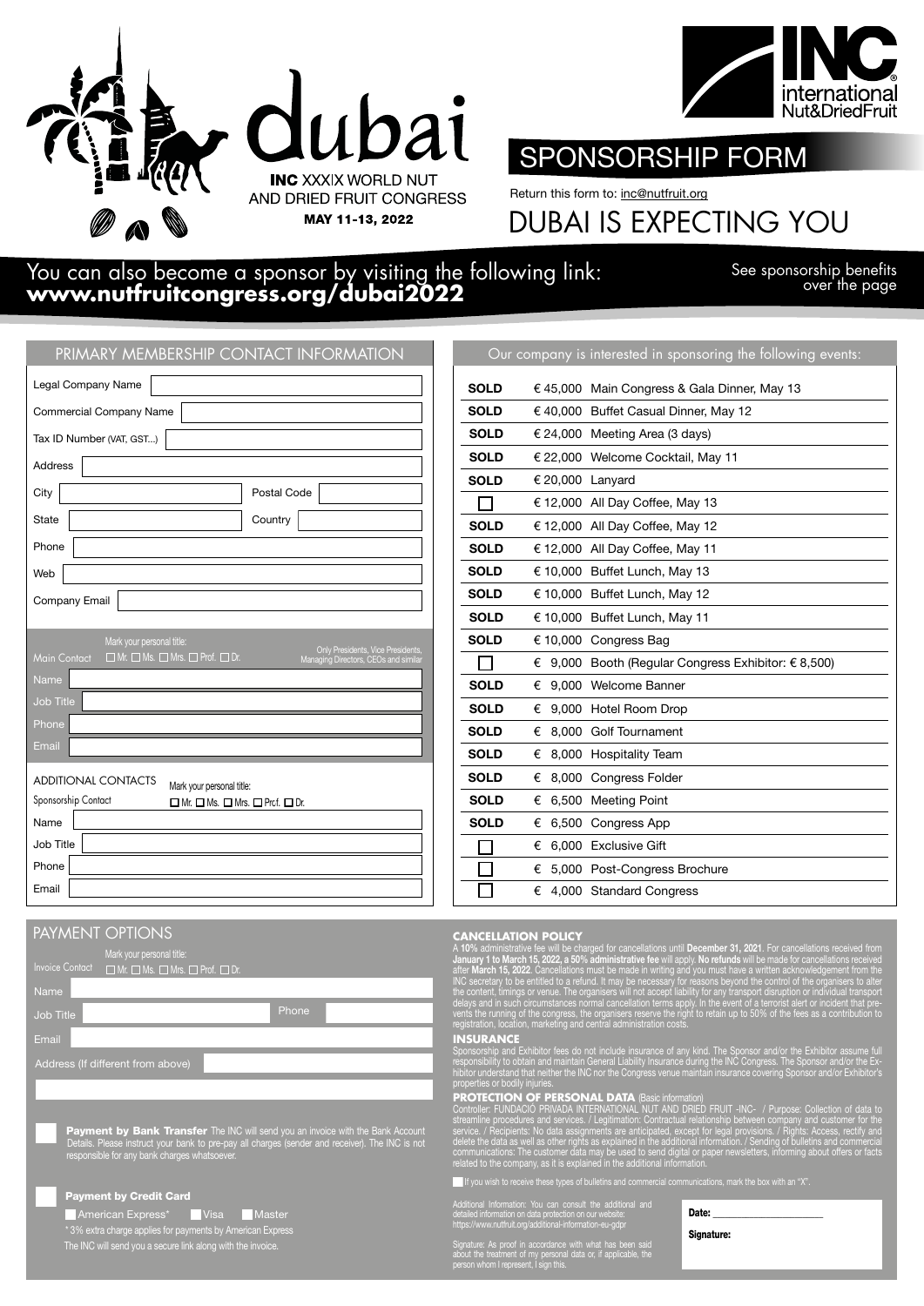# dubai

**INC** XXXIX WORLD NUT AND DRIED FRUIT CONGRESS

**MAY 11-13, 2022**

INC international Nut&DriedFruit

## SPONSORSHIP FORM

Return this form to: inc@nutfruit.org

## DUBAI IS EXPECTING YOU

You can also become a sponsor by visiting the following link:
**www.nutfruitcongress.org/dubai2022**

See sponsorship benefits over the page

### PRIMARY MEMBERSHIP CONTACT INFORMATION

Legal Company Name

Commercial Company Name

Tax ID Number (VAT, GST...)

Address

City | Postal Code

State | Country

Phone

Web

Company Email

Main Contact — Mark your personal title: ☐ Mr. ☐ Ms. ☐ Mrs. ☐ Prof. ☐ Dr. — Only Presidents, Vice Presidents, Managing Directors, CEOs and similar

Name

Job Title

Phone

Email

ADDITIONAL CONTACTS

Sponsorship Contact — Mark your personal title: ☐ Mr. ☐ Ms. ☐ Mrs. ☐ Prof. ☐ Dr.

Name

Job Title

Phone

Email

### Our company is interested in sponsoring the following events:

| | | |
|---|---|---|
| **SOLD** | € 45,000 | Main Congress & Gala Dinner, May 13 |
| **SOLD** | € 40,000 | Buffet Casual Dinner, May 12 |
| **SOLD** | € 24,000 | Meeting Area (3 days) |
| **SOLD** | € 22,000 | Welcome Cocktail, May 11 |
| **SOLD** | € 20,000 | Lanyard |
| ☐ | € 12,000 | All Day Coffee, May 13 |
| **SOLD** | € 12,000 | All Day Coffee, May 12 |
| **SOLD** | € 12,000 | All Day Coffee, May 11 |
| **SOLD** | € 10,000 | Buffet Lunch, May 13 |
| **SOLD** | € 10,000 | Buffet Lunch, May 12 |
| **SOLD** | € 10,000 | Buffet Lunch, May 11 |
| **SOLD** | € 10,000 | Congress Bag |
| ☐ | € 9,000 | Booth (Regular Congress Exhibitor: € 8,500) |
| **SOLD** | € 9,000 | Welcome Banner |
| **SOLD** | € 9,000 | Hotel Room Drop |
| **SOLD** | € 8,000 | Golf Tournament |
| **SOLD** | € 8,000 | Hospitality Team |
| **SOLD** | € 8,000 | Congress Folder |
| **SOLD** | € 6,500 | Meeting Point |
| **SOLD** | € 6,500 | Congress App |
| ☐ | € 6,000 | Exclusive Gift |
| ☐ | € 5,000 | Post-Congress Brochure |
| ☐ | € 4,000 | Standard Congress |

### PAYMENT OPTIONS

Invoice Contact — Mark your personal title: ☐ Mr. ☐ Ms. ☐ Mrs. ☐ Prof. ☐ Dr.

Name

Job Title | Phone

Email

Address (If different from above)

☐ **Payment by Bank Transfer** The INC will send you an invoice with the Bank Account Details. Please instruct your bank to pre-pay all charges (sender and receiver). The INC is not responsible for any bank charges whatsoever.

☐ **Payment by Credit Card**

☐ American Express* ☐ Visa ☐ Master

* 3% extra charge applies for payments by American Express

The INC will send you a secure link along with the invoice.

### CANCELLATION POLICY

A **10%** administrative fee will be charged for cancellations until **December 31, 2021**. For cancellations received from **January 1 to March 15, 2022, a 50% administrative fee** will apply. **No refunds** will be made for cancellations received after **March 15, 2022**. Cancellations must be made in writing and you must have a written acknowledgement from the INC secretary to be entitled to a refund. It may be necessary for reasons beyond the control of the organisers to alter the content, timings or venue. The organisers will not accept liability for any transport disruption or individual transport delays and in such circumstances normal cancellation terms apply. In the event of a terrorist alert or incident that prevents the running of the congress, the organisers reserve the right to retain up to 50% of the fees as a contribution to registration, location, marketing and central administration costs.

### INSURANCE

Sponsorship and Exhibitor fees do not include insurance of any kind. The Sponsor and/or the Exhibitor assume full responsibility to obtain and maintain General Liability Insurance during the INC Congress. The Sponsor and/or the Exhibitor understand that neither the INC nor the Congress venue maintain insurance covering Sponsor and/or Exhibitor's properties or bodily injuries.

### PROTECTION OF PERSONAL DATA (Basic information)

Controller: FUNDACIÓ PRIVADA INTERNATIONAL NUT AND DRIED FRUIT -INC- / Purpose: Collection of data to streamline procedures and services. / Legitimation: Contractual relationship between company and customer for the service. / Recipients: No data assignments are anticipated, except for legal provisions. / Rights: Access, rectify and delete the data as well as other rights as explained in the additional information. / Sending of bulletins and commercial communications: The customer data may be used to send digital or paper newsletters, informing about offers or facts related to the company, as it is explained in the additional information.

☐ If you wish to receive these types of bulletins and commercial communications, mark the box with an "X".

Additional Information: You can consult the additional and detailed information on data protection on our website: https://www.nutfruit.org/additional-information-eu-gdpr

Signature: As proof in accordance with what has been said about the treatment of my personal data or, if applicable, the person whom I represent, I sign this.

**Date:** ____________________

**Signature:**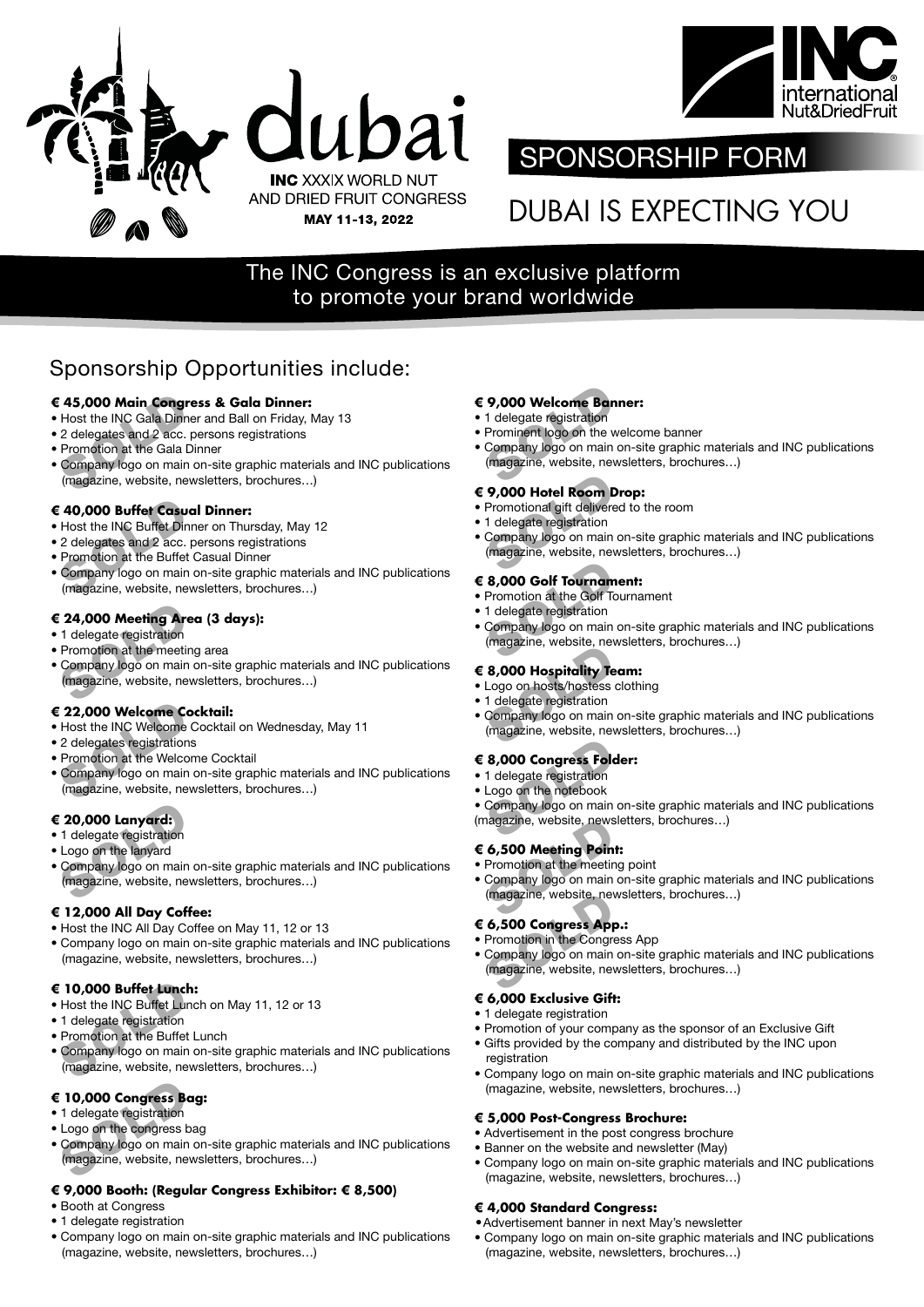dubai

**INC** XXXIX WORLD NUT AND DRIED FRUIT CONGRESS

**MAY 11-13, 2022**

INC international Nut&DriedFruit

# SPONSORSHIP FORM

# DUBAI IS EXPECTING YOU

The INC Congress is an exclusive platform to promote your brand worldwide

## Sponsorship Opportunities include:

**€ 45,000 Main Congress & Gala Dinner:** SOLD
- Host the INC Gala Dinner and Ball on Friday, May 13
- 2 delegates and 2 acc. persons registrations
- Promotion at the Gala Dinner
- Company logo on main on-site graphic materials and INC publications (magazine, website, newsletters, brochures…)

**€ 40,000 Buffet Casual Dinner:** SOLD
- Host the INC Buffet Dinner on Thursday, May 12
- 2 delegates and 2 acc. persons registrations
- Promotion at the Buffet Casual Dinner
- Company logo on main on-site graphic materials and INC publications (magazine, website, newsletters, brochures…)

**€ 24,000 Meeting Area (3 days):** SOLD
- 1 delegate registration
- Promotion at the meeting area
- Company logo on main on-site graphic materials and INC publications (magazine, website, newsletters, brochures…)

**€ 22,000 Welcome Cocktail:** SOLD
- Host the INC Welcome Cocktail on Wednesday, May 11
- 2 delegates registrations
- Promotion at the Welcome Cocktail
- Company logo on main on-site graphic materials and INC publications (magazine, website, newsletters, brochures…)

**€ 20,000 Lanyard:** SOLD
- 1 delegate registration
- Logo on the lanyard
- Company logo on main on-site graphic materials and INC publications (magazine, website, newsletters, brochures…)

**€ 12,000 All Day Coffee:**
- Host the INC All Day Coffee on May 11, 12 or 13
- Company logo on main on-site graphic materials and INC publications (magazine, website, newsletters, brochures…)

**€ 10,000 Buffet Lunch:** SOLD
- Host the INC Buffet Lunch on May 11, 12 or 13
- 1 delegate registration
- Promotion at the Buffet Lunch
- Company logo on main on-site graphic materials and INC publications (magazine, website, newsletters, brochures…)

**€ 10,000 Congress Bag:** SOLD
- 1 delegate registration
- Logo on the congress bag
- Company logo on main on-site graphic materials and INC publications (magazine, website, newsletters, brochures…)

**€ 9,000 Booth: (Regular Congress Exhibitor: € 8,500)**
- Booth at Congress
- 1 delegate registration
- Company logo on main on-site graphic materials and INC publications (magazine, website, newsletters, brochures…)

**€ 9,000 Welcome Banner:** SOLD
- 1 delegate registration
- Prominent logo on the welcome banner
- Company logo on main on-site graphic materials and INC publications (magazine, website, newsletters, brochures…)

**€ 9,000 Hotel Room Drop:** SOLD
- Promotional gift delivered to the room
- 1 delegate registration
- Company logo on main on-site graphic materials and INC publications (magazine, website, newsletters, brochures…)

**€ 8,000 Golf Tournament:** SOLD
- Promotion at the Golf Tournament
- 1 delegate registration
- Company logo on main on-site graphic materials and INC publications (magazine, website, newsletters, brochures…)

**€ 8,000 Hospitality Team:** SOLD
- Logo on hosts/hostess clothing
- 1 delegate registration
- Company logo on main on-site graphic materials and INC publications (magazine, website, newsletters, brochures…)

**€ 8,000 Congress Folder:** SOLD
- 1 delegate registration
- Logo on the notebook
- Company logo on main on-site graphic materials and INC publications (magazine, website, newsletters, brochures…)

**€ 6,500 Meeting Point:** SOLD
- Promotion at the meeting point
- Company logo on main on-site graphic materials and INC publications (magazine, website, newsletters, brochures…)

**€ 6,500 Congress App.:** SOLD
- Promotion in the Congress App
- Company logo on main on-site graphic materials and INC publications (magazine, website, newsletters, brochures…)

**€ 6,000 Exclusive Gift:**
- 1 delegate registration
- Promotion of your company as the sponsor of an Exclusive Gift
- Gifts provided by the company and distributed by the INC upon registration
- Company logo on main on-site graphic materials and INC publications (magazine, website, newsletters, brochures…)

**€ 5,000 Post-Congress Brochure:**
- Advertisement in the post congress brochure
- Banner on the website and newsletter (May)
- Company logo on main on-site graphic materials and INC publications (magazine, website, newsletters, brochures…)

**€ 4,000 Standard Congress:**
- Advertisement banner in next May's newsletter
- Company logo on main on-site graphic materials and INC publications (magazine, website, newsletters, brochures…)